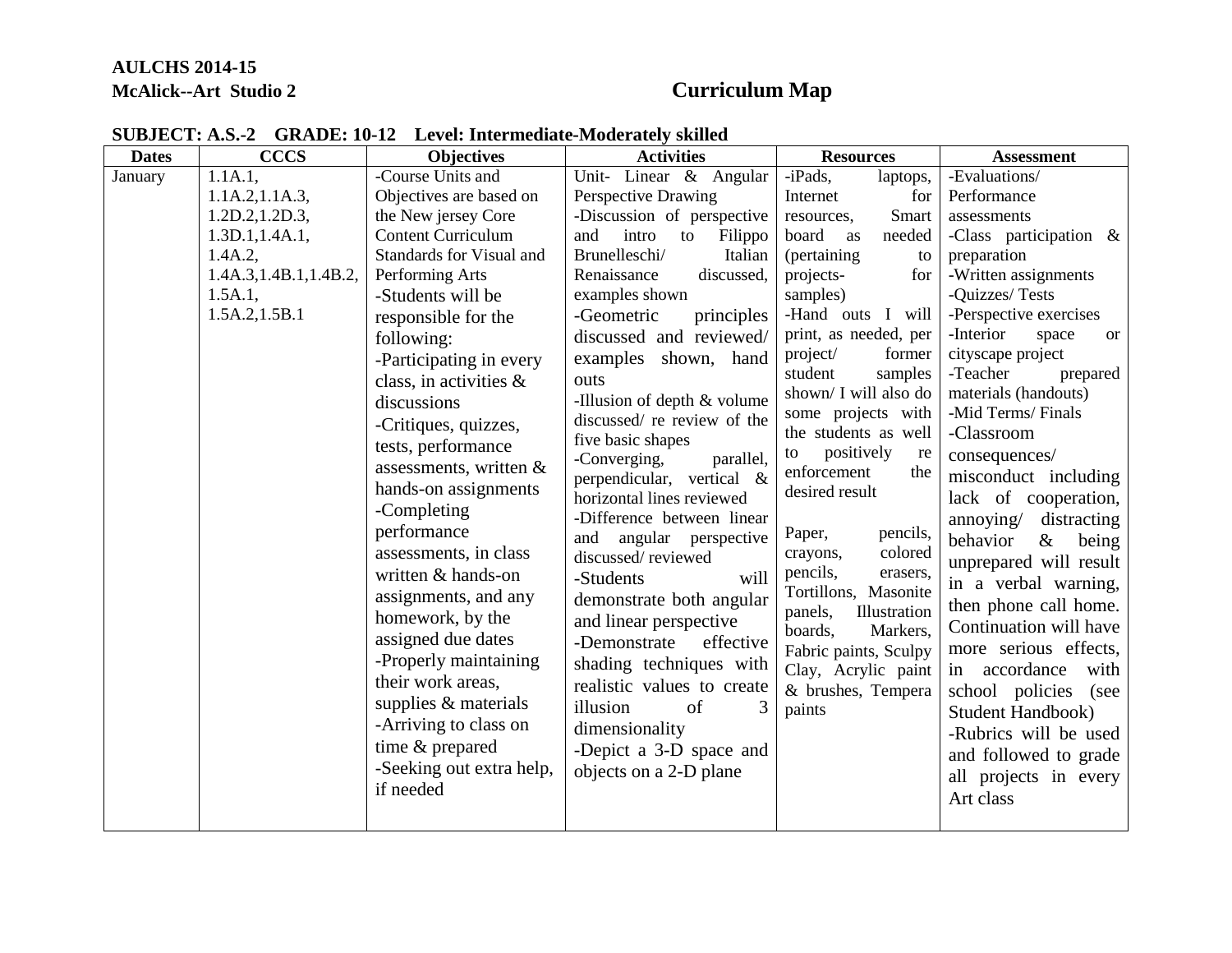**AULCHS 2014-15**
**McAlick--Art Studio 2**

# Curriculum Map

**SUBJECT: A.S.-2 GRADE: 10-12 Level: Intermediate-Moderately skilled**

| Dates | CCCS | Objectives | Activities | Resources | Assessment |
|---|---|---|---|---|---|
| January | 1.1A.1, 1.1A.2,1.1A.3, 1.2D.2,1.2D.3, 1.3D.1,1.4A.1, 1.4A.2, 1.4A.3,1.4B.1,1.4B.2, 1.5A.1, 1.5A.2,1.5B.1 | -Course Units and Objectives are based on the New jersey Core Content Curriculum Standards for Visual and Performing Arts<br>-Students will be responsible for the following:<br>-Participating in every class, in activities & discussions<br>-Critiques, quizzes, tests, performance assessments, written & hands-on assignments<br>-Completing performance assessments, in class written & hands-on assignments, and any homework, by the assigned due dates<br>-Properly maintaining their work areas, supplies & materials<br>-Arriving to class on time & prepared<br>-Seeking out extra help, if needed | Unit- Linear & Angular Perspective Drawing<br>-Discussion of perspective and intro to Filippo Brunelleschi/ Italian Renaissance discussed, examples shown<br>-Geometric principles discussed and reviewed/ examples shown, hand outs<br>-Illusion of depth & volume discussed/ re review of the five basic shapes<br>-Converging, parallel, perpendicular, vertical & horizontal lines reviewed<br>-Difference between linear and angular perspective discussed/ reviewed<br>-Students will demonstrate both angular and linear perspective<br>-Demonstrate effective shading techniques with realistic values to create illusion of 3 dimensionality<br>-Depict a 3-D space and objects on a 2-D plane | -iPads, laptops, Internet for resources, Smart board as needed (pertaining to projects- for samples)<br>-Hand outs I will print, as needed, per project/ former student samples shown/ I will also do some projects with the students as well to positively re enforcement the desired result<br><br>Paper, pencils, crayons, colored pencils, erasers, Tortillons, Masonite panels, Illustration boards, Markers, Fabric paints, Sculpy Clay, Acrylic paint & brushes, Tempera paints | -Evaluations/ Performance assessments<br>-Class participation & preparation<br>-Written assignments<br>-Quizzes/ Tests<br>-Perspective exercises<br>-Interior space or cityscape project<br>-Teacher prepared materials (handouts)<br>-Mid Terms/ Finals<br>-Classroom consequences/ misconduct including lack of cooperation, annoying/ distracting behavior & being unprepared will result in a verbal warning, then phone call home. Continuation will have more serious effects, in accordance with school policies (see Student Handbook)<br>-Rubrics will be used and followed to grade all projects in every Art class |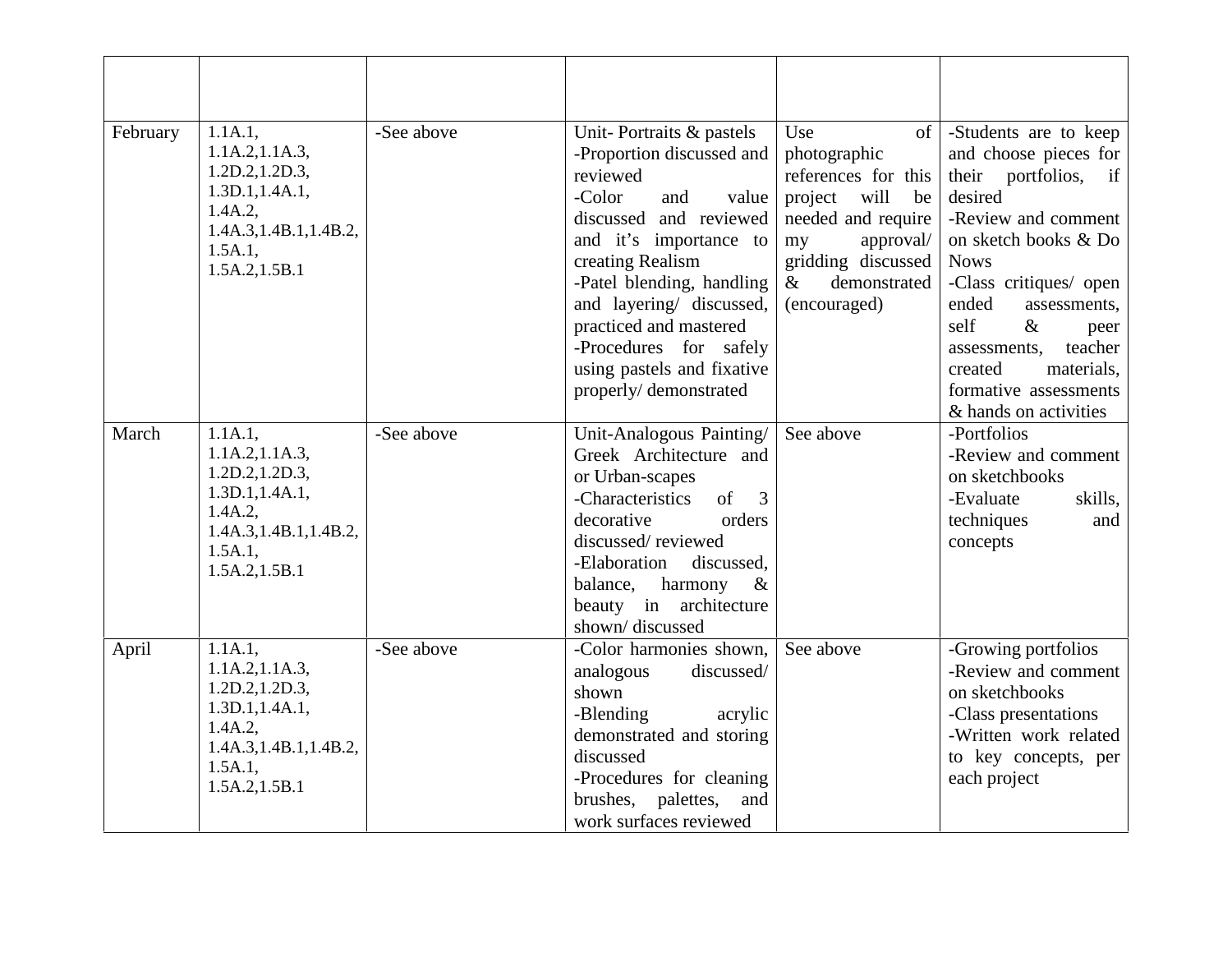| | | | | | |
|---|---|---|---|---|---|
| February | 1.1A.1, 1.1A.2,1.1A.3, 1.2D.2,1.2D.3, 1.3D.1,1.4A.1, 1.4A.2, 1.4A.3,1.4B.1,1.4B.2, 1.5A.1, 1.5A.2,1.5B.1 | -See above | Unit- Portraits & pastels<br>-Proportion discussed and reviewed<br>-Color and value discussed and reviewed and it's importance to creating Realism<br>-Patel blending, handling and layering/ discussed, practiced and mastered<br>-Procedures for safely using pastels and fixative properly/ demonstrated | Use of photographic references for this project will be needed and require my approval/ gridding discussed & demonstrated (encouraged) | -Students are to keep and choose pieces for their portfolios, if desired<br>-Review and comment on sketch books & Do Nows<br>-Class critiques/ open ended assessments, self & peer assessments, teacher created materials, formative assessments & hands on activities |
| March | 1.1A.1, 1.1A.2,1.1A.3, 1.2D.2,1.2D.3, 1.3D.1,1.4A.1, 1.4A.2, 1.4A.3,1.4B.1,1.4B.2, 1.5A.1, 1.5A.2,1.5B.1 | -See above | Unit-Analogous Painting/ Greek Architecture and or Urban-scapes<br>-Characteristics of 3 decorative orders discussed/ reviewed<br>-Elaboration discussed, balance, harmony & beauty in architecture shown/ discussed | See above | -Portfolios<br>-Review and comment on sketchbooks<br>-Evaluate skills, techniques and concepts |
| April | 1.1A.1, 1.1A.2,1.1A.3, 1.2D.2,1.2D.3, 1.3D.1,1.4A.1, 1.4A.2, 1.4A.3,1.4B.1,1.4B.2, 1.5A.1, 1.5A.2,1.5B.1 | -See above | -Color harmonies shown, analogous discussed/ shown<br>-Blending acrylic demonstrated and storing discussed<br>-Procedures for cleaning brushes, palettes, and work surfaces reviewed | See above | -Growing portfolios<br>-Review and comment on sketchbooks<br>-Class presentations<br>-Written work related to key concepts, per each project |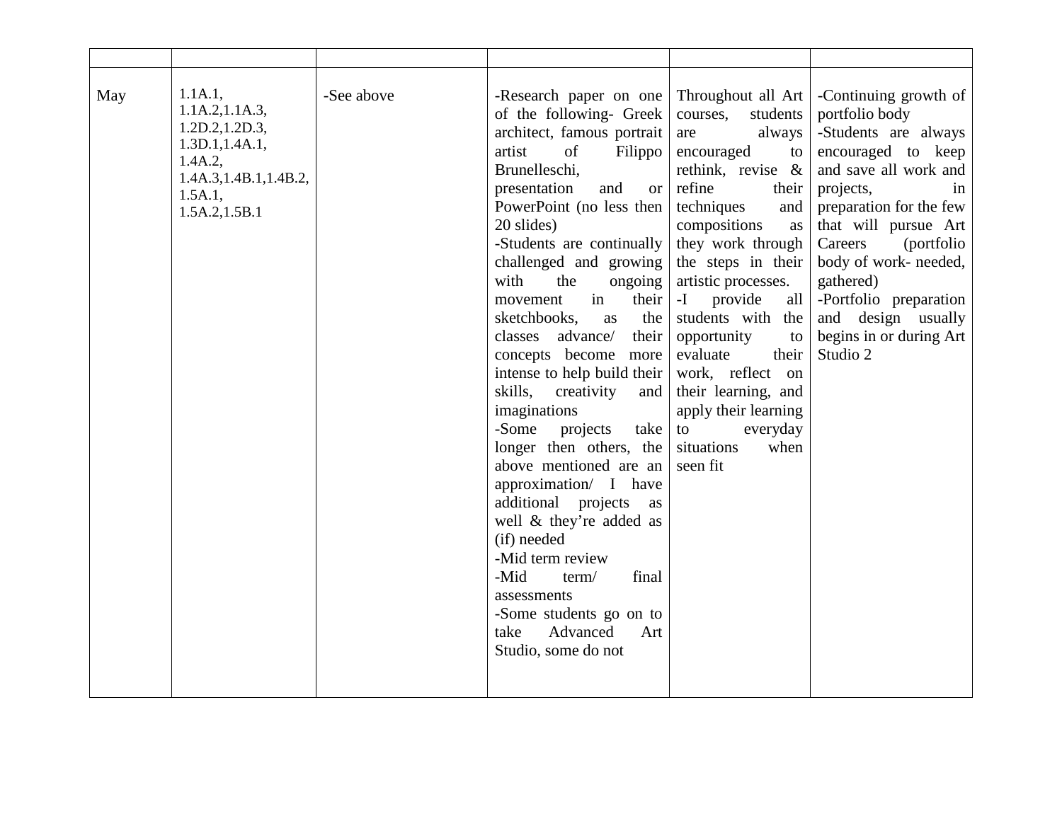| | | | | | |
|---|---|---|---|---|---|
| May | 1.1A.1, 1.1A.2,1.1A.3, 1.2D.2,1.2D.3, 1.3D.1,1.4A.1, 1.4A.2, 1.4A.3,1.4B.1,1.4B.2, 1.5A.1, 1.5A.2,1.5B.1 | -See above | -Research paper on one of the following- Greek architect, famous portrait artist of Filippo Brunelleschi, presentation and or PowerPoint (no less then 20 slides)<br>-Students are continually challenged and growing with the ongoing movement in their sketchbooks, as the classes advance/ their concepts become more intense to help build their skills, creativity and imaginations<br>-Some projects take longer then others, the above mentioned are an approximation/ I have additional projects as well & they're added as (if) needed<br>-Mid term review<br>-Mid term/ final assessments<br>-Some students go on to take Advanced Art Studio, some do not | Throughout all Art courses, students are always encouraged to rethink, revise & refine their techniques and compositions as they work through the steps in their artistic processes.<br>-I provide all students with the opportunity to evaluate their work, reflect on their learning, and apply their learning to everyday situations when seen fit | -Continuing growth of portfolio body<br>-Students are always encouraged to keep and save all work and projects, in preparation for the few that will pursue Art Careers (portfolio body of work- needed, gathered)<br>-Portfolio preparation and design usually begins in or during Art Studio 2 |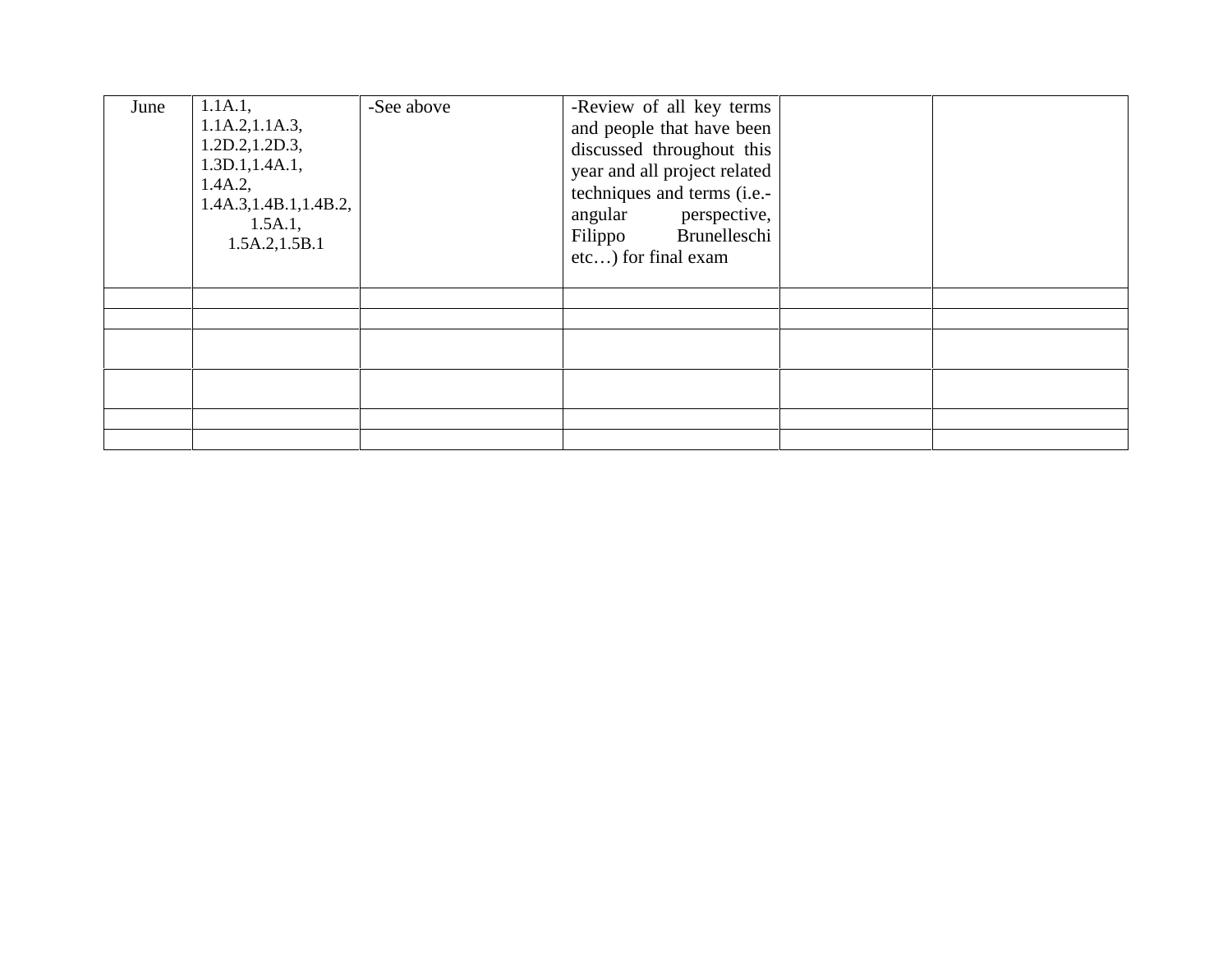| | | | | | |
|---|---|---|---|---|---|
| June | 1.1A.1, 1.1A.2,1.1A.3, 1.2D.2,1.2D.3, 1.3D.1,1.4A.1, 1.4A.2, 1.4A.3,1.4B.1,1.4B.2, 1.5A.1, 1.5A.2,1.5B.1 | -See above | -Review of all key terms and people that have been discussed throughout this year and all project related techniques and terms (i.e.-angular perspective, Filippo Brunelleschi etc…) for final exam | | |
| | | | | | |
| | | | | | |
| | | | | | |
| | | | | | |
| | | | | | |
| | | | | | |